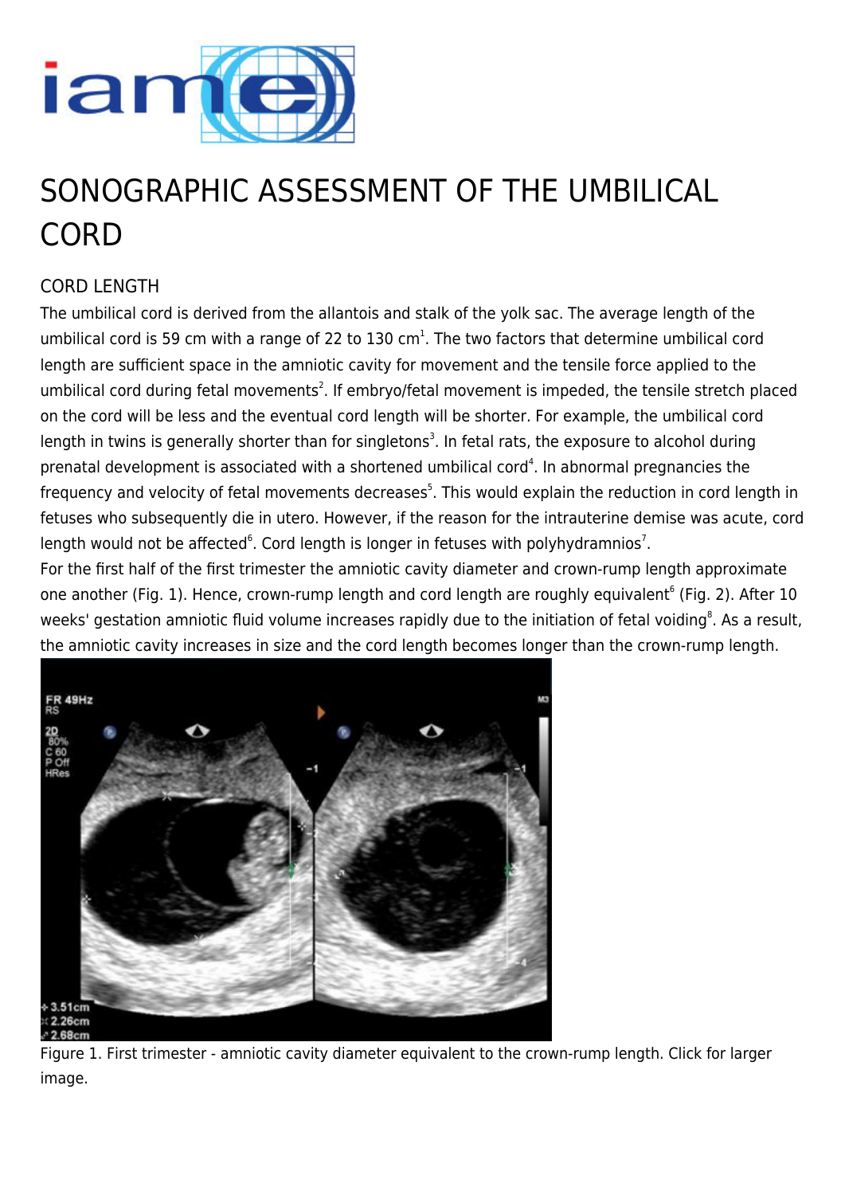# SONOGRAPHIC ASSESSMENT OF THE UMBILICAL CORD

## CORD LENGTH

The umbilical cord is derived from the allantois and stalk of the yolk sac. The average length of the umbilical cord is 59 cm with a range of 22 to 130 cm[1]. The two factors that determine umbilical cord length are sufficient space in the amniotic cavity for movement and the tensile force applied to the umbilical cord during fetal movements[2]. If embryo/fetal movement is impeded, the tensile stretch placed on the cord will be less and the eventual cord length will be shorter. For example, the umbilical cord length in twins is generally shorter than for singletons[3]. In fetal rats, the exposure to alcohol during prenatal development is associated with a shortened umbilical cord[4]. In abnormal pregnancies the frequency and velocity of fetal movements decreases[5]. This would explain the reduction in cord length in fetuses who subsequently die in utero. However, if the reason for the intrauterine demise was acute, cord length would not be affected[6]. Cord length is longer in fetuses with polyhydramnios[7].

For the first half of the first trimester the amniotic cavity diameter and crown-rump length approximate one another (Fig. 1). Hence, crown-rump length and cord length are roughly equivalent[6] (Fig. 2). After 10 weeks' gestation amniotic fluid volume increases rapidly due to the initiation of fetal voiding[8]. As a result, the amniotic cavity increases in size and the cord length becomes longer than the crown-rump length.

Figure 1. First trimester - amniotic cavity diameter equivalent to the crown-rump length. Click for larger image.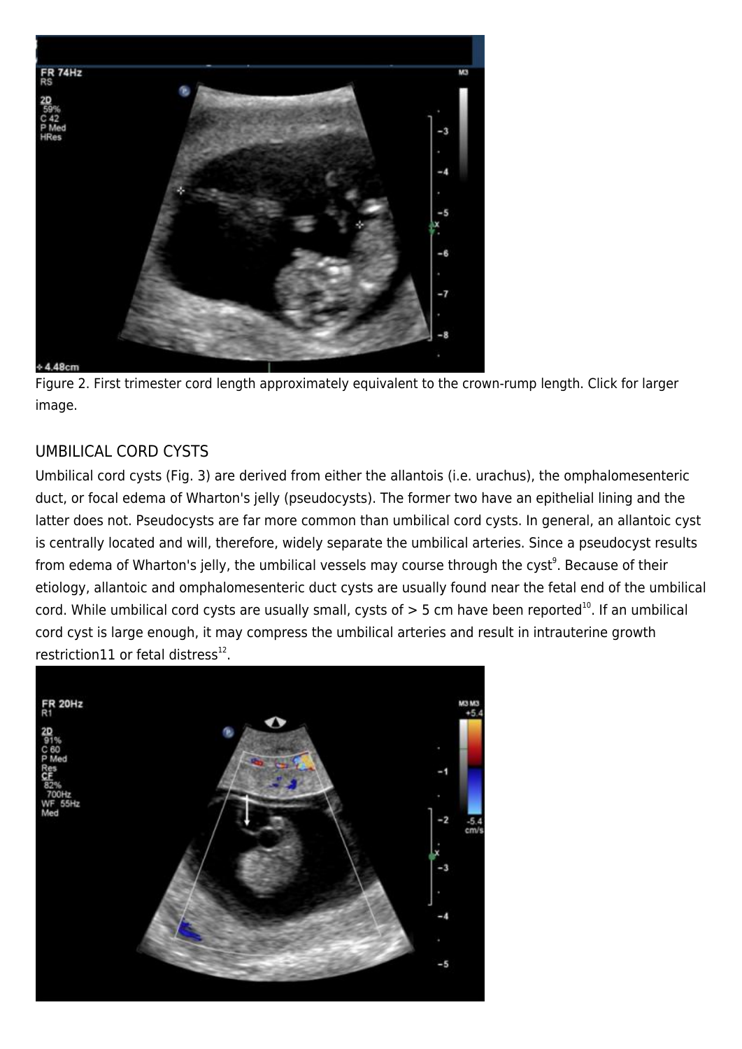Figure 2. First trimester cord length approximately equivalent to the crown-rump length. Click for larger image.

## UMBILICAL CORD CYSTS

Umbilical cord cysts (Fig. 3) are derived from either the allantois (i.e. urachus), the omphalomesenteric duct, or focal edema of Wharton's jelly (pseudocysts). The former two have an epithelial lining and the latter does not. Pseudocysts are far more common than umbilical cord cysts. In general, an allantoic cyst is centrally located and will, therefore, widely separate the umbilical arteries. Since a pseudocyst results from edema of Wharton's jelly, the umbilical vessels may course through the cyst[9]. Because of their etiology, allantoic and omphalomesenteric duct cysts are usually found near the fetal end of the umbilical cord. While umbilical cord cysts are usually small, cysts of > 5 cm have been reported[10]. If an umbilical cord cyst is large enough, it may compress the umbilical arteries and result in intrauterine growth restriction11 or fetal distress[12].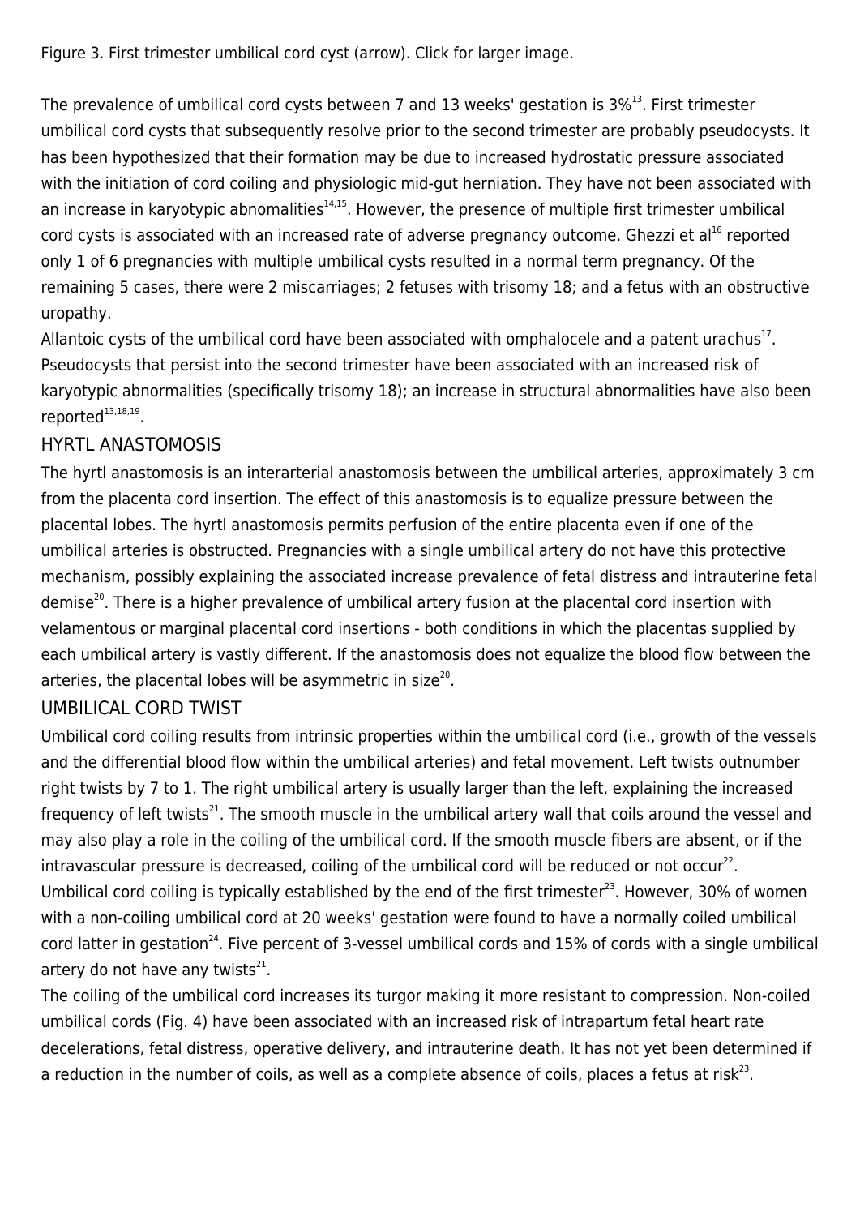Figure 3. First trimester umbilical cord cyst (arrow). Click for larger image.

The prevalence of umbilical cord cysts between 7 and 13 weeks' gestation is 3%[13]. First trimester umbilical cord cysts that subsequently resolve prior to the second trimester are probably pseudocysts. It has been hypothesized that their formation may be due to increased hydrostatic pressure associated with the initiation of cord coiling and physiologic mid-gut herniation. They have not been associated with an increase in karyotypic abnomalities[14,15]. However, the presence of multiple first trimester umbilical cord cysts is associated with an increased rate of adverse pregnancy outcome. Ghezzi et al[16] reported only 1 of 6 pregnancies with multiple umbilical cysts resulted in a normal term pregnancy. Of the remaining 5 cases, there were 2 miscarriages; 2 fetuses with trisomy 18; and a fetus with an obstructive uropathy.

Allantoic cysts of the umbilical cord have been associated with omphalocele and a patent urachus[17]. Pseudocysts that persist into the second trimester have been associated with an increased risk of karyotypic abnormalities (specifically trisomy 18); an increase in structural abnormalities have also been reported[13,18,19].

## HYRTL ANASTOMOSIS

The hyrtl anastomosis is an interarterial anastomosis between the umbilical arteries, approximately 3 cm from the placenta cord insertion. The effect of this anastomosis is to equalize pressure between the placental lobes. The hyrtl anastomosis permits perfusion of the entire placenta even if one of the umbilical arteries is obstructed. Pregnancies with a single umbilical artery do not have this protective mechanism, possibly explaining the associated increase prevalence of fetal distress and intrauterine fetal demise[20]. There is a higher prevalence of umbilical artery fusion at the placental cord insertion with velamentous or marginal placental cord insertions - both conditions in which the placentas supplied by each umbilical artery is vastly different. If the anastomosis does not equalize the blood flow between the arteries, the placental lobes will be asymmetric in size[20].

## UMBILICAL CORD TWIST

Umbilical cord coiling results from intrinsic properties within the umbilical cord (i.e., growth of the vessels and the differential blood flow within the umbilical arteries) and fetal movement. Left twists outnumber right twists by 7 to 1. The right umbilical artery is usually larger than the left, explaining the increased frequency of left twists[21]. The smooth muscle in the umbilical artery wall that coils around the vessel and may also play a role in the coiling of the umbilical cord. If the smooth muscle fibers are absent, or if the intravascular pressure is decreased, coiling of the umbilical cord will be reduced or not occur[22].

Umbilical cord coiling is typically established by the end of the first trimester[23]. However, 30% of women with a non-coiling umbilical cord at 20 weeks' gestation were found to have a normally coiled umbilical cord latter in gestation[24]. Five percent of 3-vessel umbilical cords and 15% of cords with a single umbilical artery do not have any twists[21].

The coiling of the umbilical cord increases its turgor making it more resistant to compression. Non-coiled umbilical cords (Fig. 4) have been associated with an increased risk of intrapartum fetal heart rate decelerations, fetal distress, operative delivery, and intrauterine death. It has not yet been determined if a reduction in the number of coils, as well as a complete absence of coils, places a fetus at risk[23].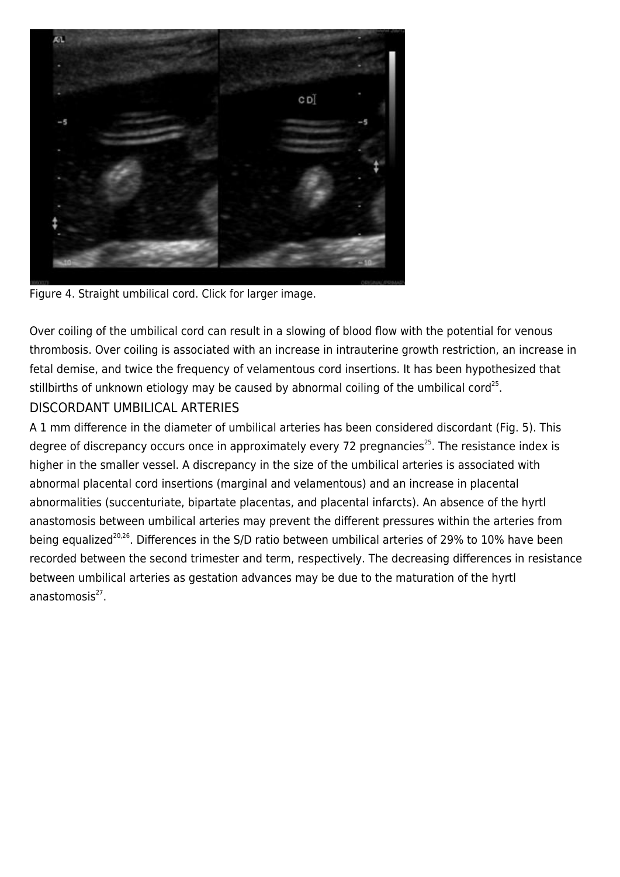Figure 4. Straight umbilical cord. Click for larger image.

Over coiling of the umbilical cord can result in a slowing of blood flow with the potential for venous thrombosis. Over coiling is associated with an increase in intrauterine growth restriction, an increase in fetal demise, and twice the frequency of velamentous cord insertions. It has been hypothesized that stillbirths of unknown etiology may be caused by abnormal coiling of the umbilical cord[25].

## DISCORDANT UMBILICAL ARTERIES

A 1 mm difference in the diameter of umbilical arteries has been considered discordant (Fig. 5). This degree of discrepancy occurs once in approximately every 72 pregnancies[25]. The resistance index is higher in the smaller vessel. A discrepancy in the size of the umbilical arteries is associated with abnormal placental cord insertions (marginal and velamentous) and an increase in placental abnormalities (succenturiate, bipartate placentas, and placental infarcts). An absence of the hyrtl anastomosis between umbilical arteries may prevent the different pressures within the arteries from being equalized[20,26]. Differences in the S/D ratio between umbilical arteries of 29% to 10% have been recorded between the second trimester and term, respectively. The decreasing differences in resistance between umbilical arteries as gestation advances may be due to the maturation of the hyrtl anastomosis[27].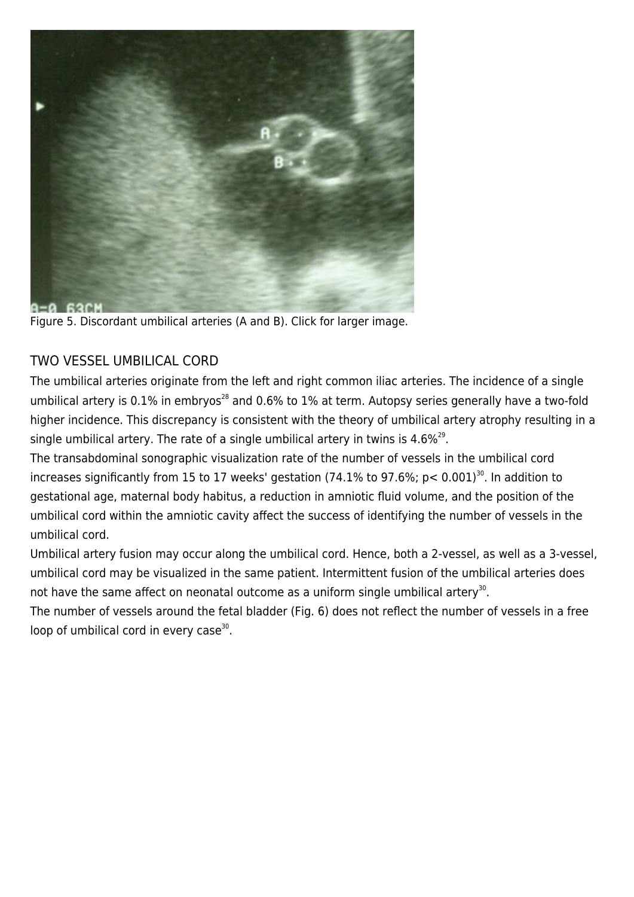Figure 5. Discordant umbilical arteries (A and B). Click for larger image.

## TWO VESSEL UMBILICAL CORD

The umbilical arteries originate from the left and right common iliac arteries. The incidence of a single umbilical artery is 0.1% in embryos[28] and 0.6% to 1% at term. Autopsy series generally have a two-fold higher incidence. This discrepancy is consistent with the theory of umbilical artery atrophy resulting in a single umbilical artery. The rate of a single umbilical artery in twins is 4.6%[29].

The transabdominal sonographic visualization rate of the number of vessels in the umbilical cord increases significantly from 15 to 17 weeks' gestation (74.1% to 97.6%; $p < 0.001$)[30]. In addition to gestational age, maternal body habitus, a reduction in amniotic fluid volume, and the position of the umbilical cord within the amniotic cavity affect the success of identifying the number of vessels in the umbilical cord.

Umbilical artery fusion may occur along the umbilical cord. Hence, both a 2-vessel, as well as a 3-vessel, umbilical cord may be visualized in the same patient. Intermittent fusion of the umbilical arteries does not have the same affect on neonatal outcome as a uniform single umbilical artery[30].

The number of vessels around the fetal bladder (Fig. 6) does not reflect the number of vessels in a free loop of umbilical cord in every case[30].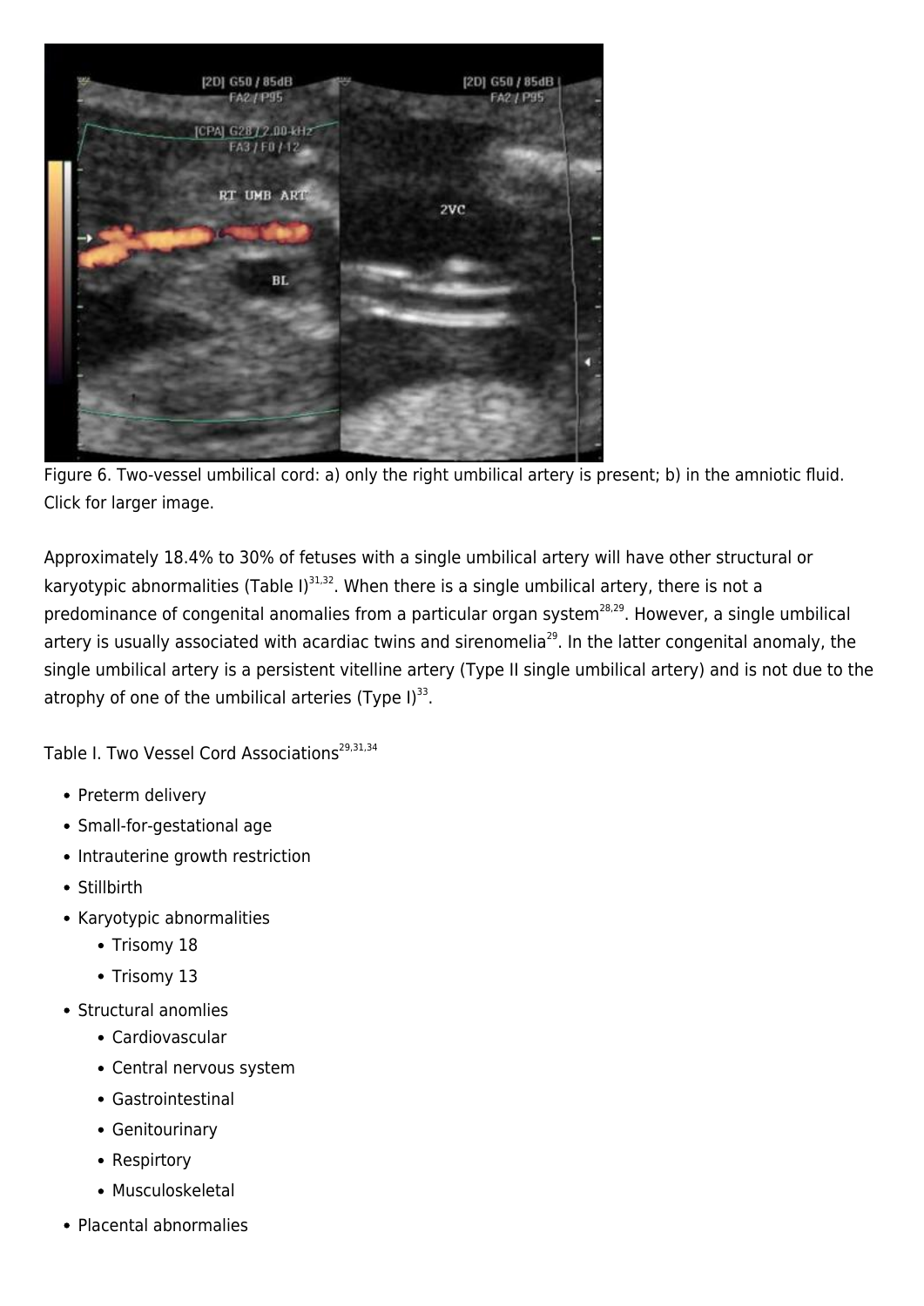Figure 6. Two-vessel umbilical cord: a) only the right umbilical artery is present; b) in the amniotic fluid. Click for larger image.

Approximately 18.4% to 30% of fetuses with a single umbilical artery will have other structural or karyotypic abnormalities (Table I)[31,32]. When there is a single umbilical artery, there is not a predominance of congenital anomalies from a particular organ system[28,29]. However, a single umbilical artery is usually associated with acardiac twins and sirenomelia[29]. In the latter congenital anomaly, the single umbilical artery is a persistent vitelline artery (Type II single umbilical artery) and is not due to the atrophy of one of the umbilical arteries (Type I)[33].

Table I. Two Vessel Cord Associations[29,31,34]

- Preterm delivery
- Small-for-gestational age
- Intrauterine growth restriction
- Stillbirth
- Karyotypic abnormalities
  - Trisomy 18
  - Trisomy 13
- Structural anomlies
  - Cardiovascular
  - Central nervous system
  - Gastrointestinal
  - Genitourinary
  - Respirtory
  - Musculoskeletal
- Placental abnormalities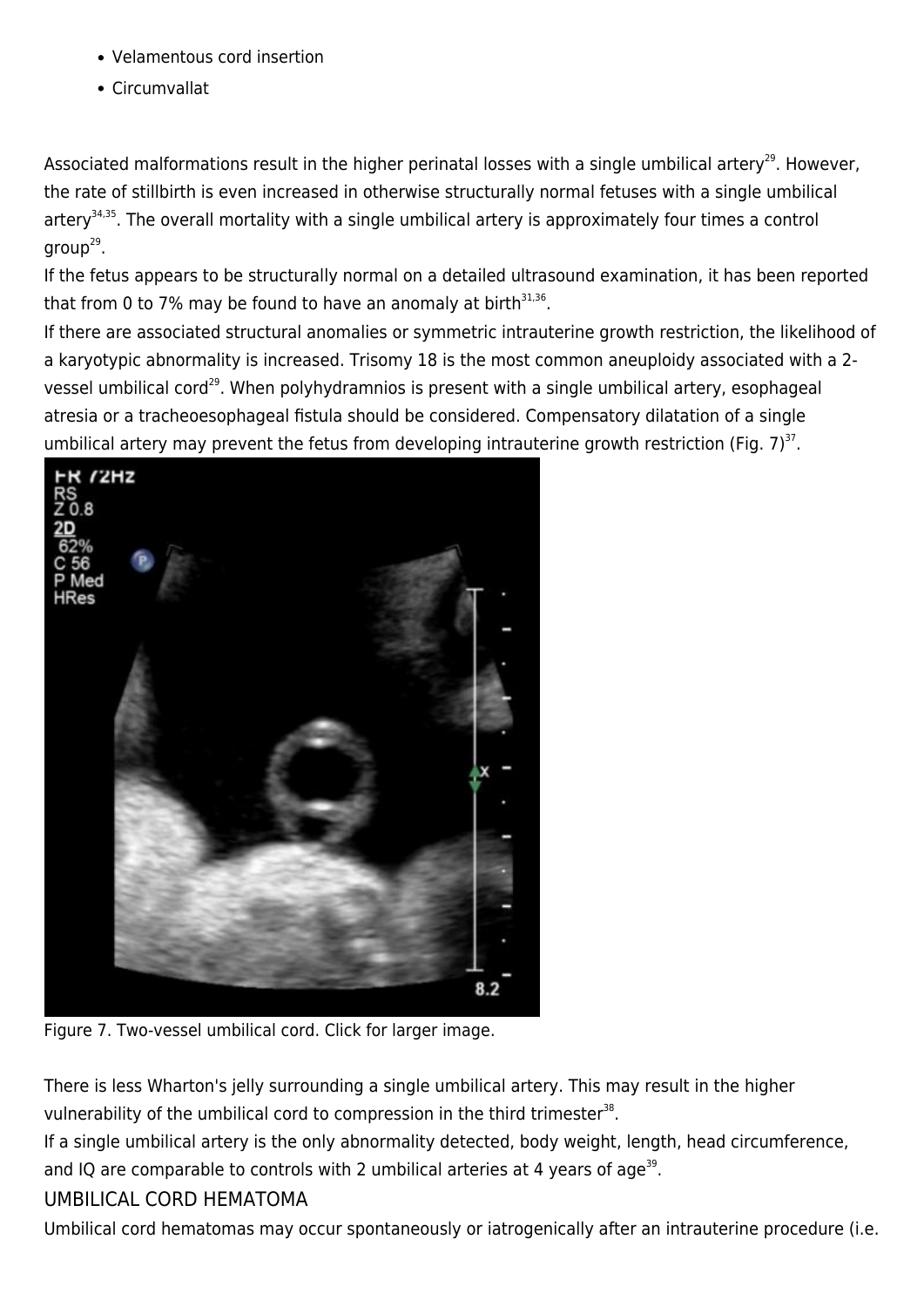- Velamentous cord insertion
- Circumvallat

Associated malformations result in the higher perinatal losses with a single umbilical artery[29]. However, the rate of stillbirth is even increased in otherwise structurally normal fetuses with a single umbilical artery[34,35]. The overall mortality with a single umbilical artery is approximately four times a control group[29].

If the fetus appears to be structurally normal on a detailed ultrasound examination, it has been reported that from 0 to 7% may be found to have an anomaly at birth[31,36].

If there are associated structural anomalies or symmetric intrauterine growth restriction, the likelihood of a karyotypic abnormality is increased. Trisomy 18 is the most common aneuploidy associated with a 2-vessel umbilical cord[29]. When polyhydramnios is present with a single umbilical artery, esophageal atresia or a tracheoesophageal fistula should be considered. Compensatory dilatation of a single umbilical artery may prevent the fetus from developing intrauterine growth restriction (Fig. 7)[37].

Figure 7. Two-vessel umbilical cord. Click for larger image.

There is less Wharton's jelly surrounding a single umbilical artery. This may result in the higher vulnerability of the umbilical cord to compression in the third trimester[38].

If a single umbilical artery is the only abnormality detected, body weight, length, head circumference, and IQ are comparable to controls with 2 umbilical arteries at 4 years of age[39].

## UMBILICAL CORD HEMATOMA

Umbilical cord hematomas may occur spontaneously or iatrogenically after an intrauterine procedure (i.e.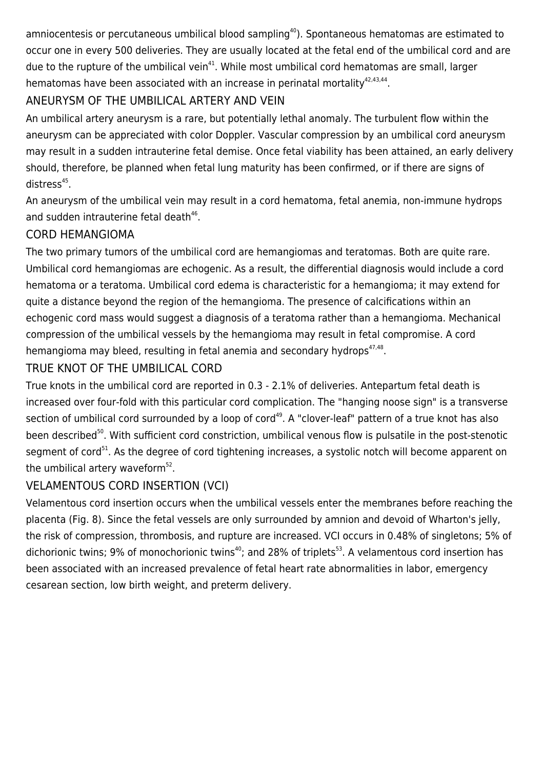amniocentesis or percutaneous umbilical blood sampling[40]). Spontaneous hematomas are estimated to occur one in every 500 deliveries. They are usually located at the fetal end of the umbilical cord and are due to the rupture of the umbilical vein[41]. While most umbilical cord hematomas are small, larger hematomas have been associated with an increase in perinatal mortality[42,43,44].

## ANEURYSM OF THE UMBILICAL ARTERY AND VEIN

An umbilical artery aneurysm is a rare, but potentially lethal anomaly. The turbulent flow within the aneurysm can be appreciated with color Doppler. Vascular compression by an umbilical cord aneurysm may result in a sudden intrauterine fetal demise. Once fetal viability has been attained, an early delivery should, therefore, be planned when fetal lung maturity has been confirmed, or if there are signs of distress[45].

An aneurysm of the umbilical vein may result in a cord hematoma, fetal anemia, non-immune hydrops and sudden intrauterine fetal death[46].

## CORD HEMANGIOMA

The two primary tumors of the umbilical cord are hemangiomas and teratomas. Both are quite rare. Umbilical cord hemangiomas are echogenic. As a result, the differential diagnosis would include a cord hematoma or a teratoma. Umbilical cord edema is characteristic for a hemangioma; it may extend for quite a distance beyond the region of the hemangioma. The presence of calcifications within an echogenic cord mass would suggest a diagnosis of a teratoma rather than a hemangioma. Mechanical compression of the umbilical vessels by the hemangioma may result in fetal compromise. A cord hemangioma may bleed, resulting in fetal anemia and secondary hydrops[47,48].

## TRUE KNOT OF THE UMBILICAL CORD

True knots in the umbilical cord are reported in 0.3 - 2.1% of deliveries. Antepartum fetal death is increased over four-fold with this particular cord complication. The "hanging noose sign" is a transverse section of umbilical cord surrounded by a loop of cord[49]. A "clover-leaf" pattern of a true knot has also been described[50]. With sufficient cord constriction, umbilical venous flow is pulsatile in the post-stenotic segment of cord[51]. As the degree of cord tightening increases, a systolic notch will become apparent on the umbilical artery waveform[52].

## VELAMENTOUS CORD INSERTION (VCI)

Velamentous cord insertion occurs when the umbilical vessels enter the membranes before reaching the placenta (Fig. 8). Since the fetal vessels are only surrounded by amnion and devoid of Wharton's jelly, the risk of compression, thrombosis, and rupture are increased. VCI occurs in 0.48% of singletons; 5% of dichorionic twins; 9% of monochorionic twins[40]; and 28% of triplets[53]. A velamentous cord insertion has been associated with an increased prevalence of fetal heart rate abnormalities in labor, emergency cesarean section, low birth weight, and preterm delivery.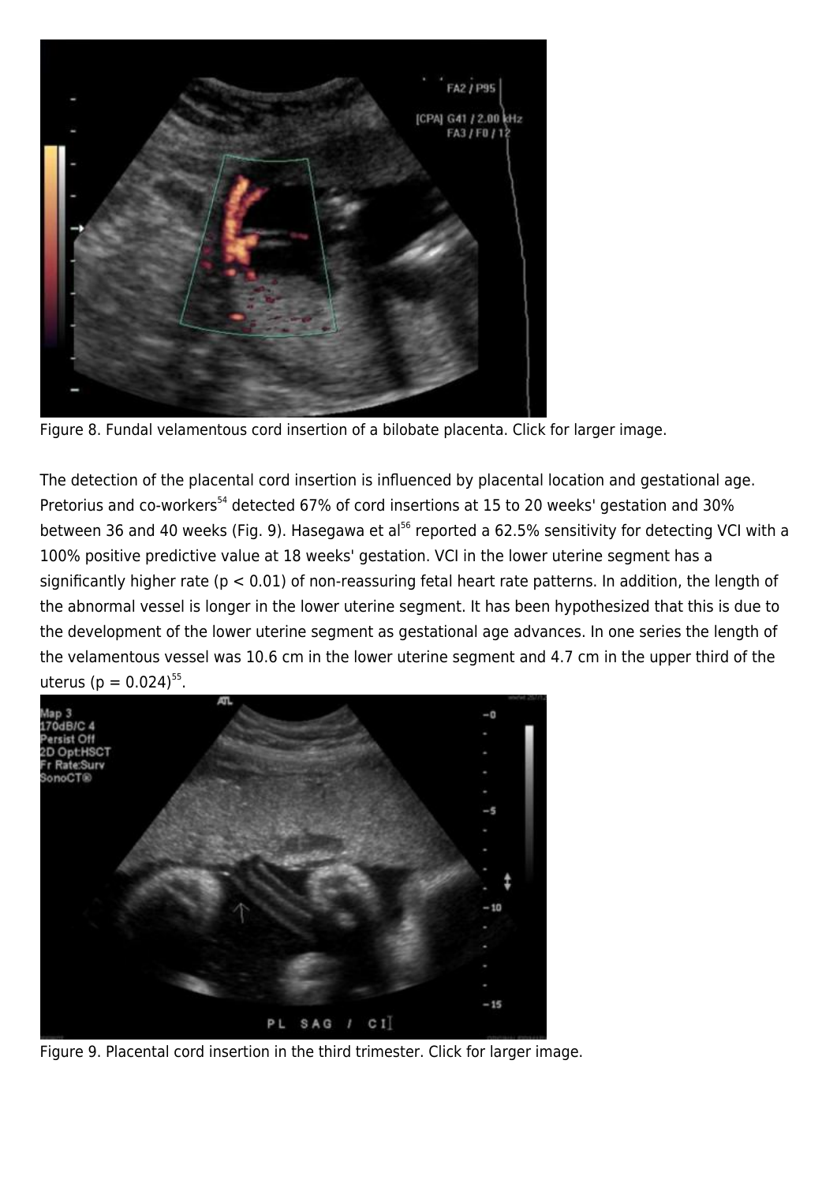Figure 8. Fundal velamentous cord insertion of a bilobate placenta. Click for larger image.

The detection of the placental cord insertion is influenced by placental location and gestational age. Pretorius and co-workers[54] detected 67% of cord insertions at 15 to 20 weeks' gestation and 30% between 36 and 40 weeks (Fig. 9). Hasegawa et al[56] reported a 62.5% sensitivity for detecting VCI with a 100% positive predictive value at 18 weeks' gestation. VCI in the lower uterine segment has a significantly higher rate ($p < 0.01$) of non-reassuring fetal heart rate patterns. In addition, the length of the abnormal vessel is longer in the lower uterine segment. It has been hypothesized that this is due to the development of the lower uterine segment as gestational age advances. In one series the length of the velamentous vessel was 10.6 cm in the lower uterine segment and 4.7 cm in the upper third of the uterus ($p = 0.024$)[55].

Figure 9. Placental cord insertion in the third trimester. Click for larger image.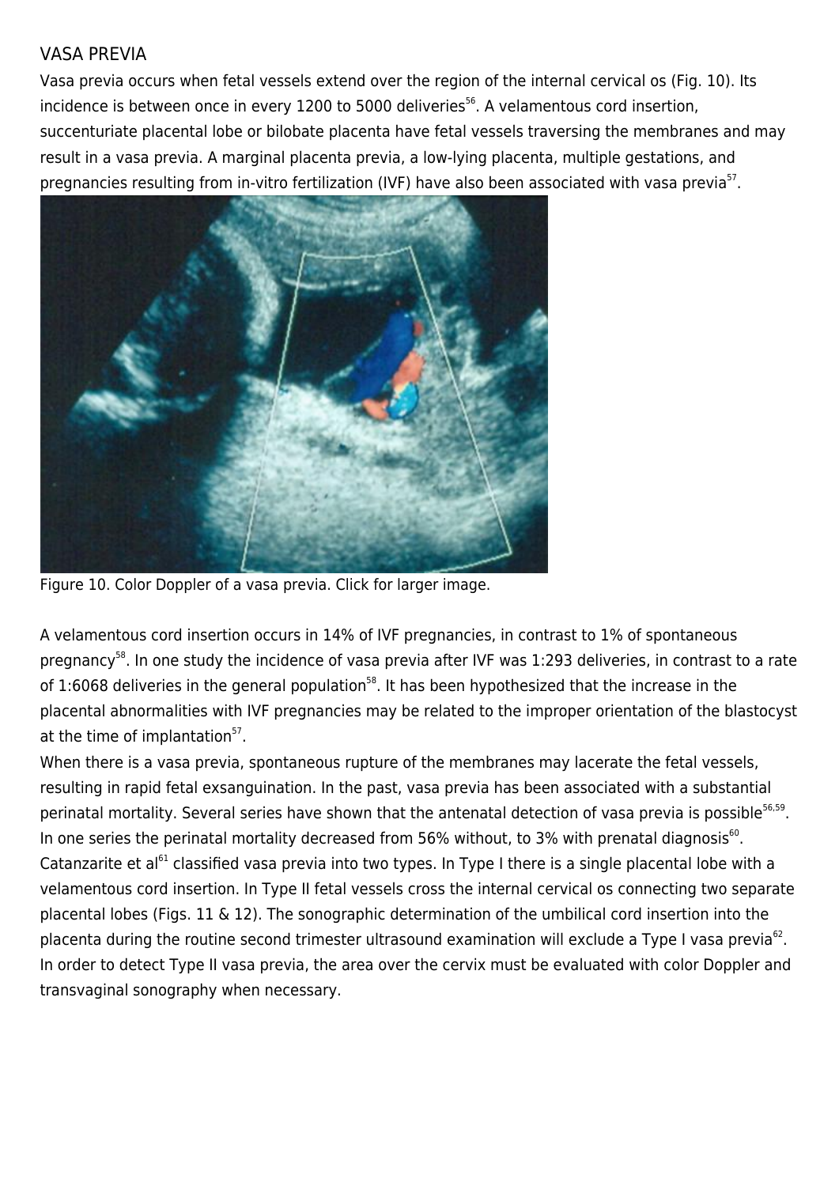## VASA PREVIA

Vasa previa occurs when fetal vessels extend over the region of the internal cervical os (Fig. 10). Its incidence is between once in every 1200 to 5000 deliveries[56]. A velamentous cord insertion, succenturiate placental lobe or bilobate placenta have fetal vessels traversing the membranes and may result in a vasa previa. A marginal placenta previa, a low-lying placenta, multiple gestations, and pregnancies resulting from in-vitro fertilization (IVF) have also been associated with vasa previa[57].

Figure 10. Color Doppler of a vasa previa. Click for larger image.

A velamentous cord insertion occurs in 14% of IVF pregnancies, in contrast to 1% of spontaneous pregnancy[58]. In one study the incidence of vasa previa after IVF was 1:293 deliveries, in contrast to a rate of 1:6068 deliveries in the general population[58]. It has been hypothesized that the increase in the placental abnormalities with IVF pregnancies may be related to the improper orientation of the blastocyst at the time of implantation[57].

When there is a vasa previa, spontaneous rupture of the membranes may lacerate the fetal vessels, resulting in rapid fetal exsanguination. In the past, vasa previa has been associated with a substantial perinatal mortality. Several series have shown that the antenatal detection of vasa previa is possible[56,59]. In one series the perinatal mortality decreased from 56% without, to 3% with prenatal diagnosis[60]. Catanzarite et al[61] classified vasa previa into two types. In Type I there is a single placental lobe with a velamentous cord insertion. In Type II fetal vessels cross the internal cervical os connecting two separate placental lobes (Figs. 11 & 12). The sonographic determination of the umbilical cord insertion into the placenta during the routine second trimester ultrasound examination will exclude a Type I vasa previa[62]. In order to detect Type II vasa previa, the area over the cervix must be evaluated with color Doppler and transvaginal sonography when necessary.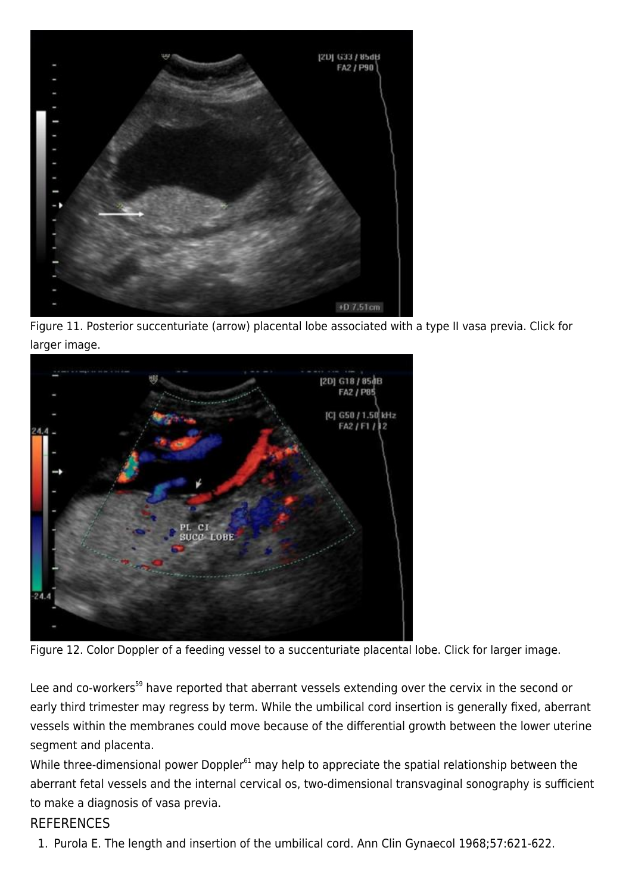Figure 11. Posterior succenturiate (arrow) placental lobe associated with a type II vasa previa. Click for larger image.

Figure 12. Color Doppler of a feeding vessel to a succenturiate placental lobe. Click for larger image.

Lee and co-workers[59] have reported that aberrant vessels extending over the cervix in the second or early third trimester may regress by term. While the umbilical cord insertion is generally fixed, aberrant vessels within the membranes could move because of the differential growth between the lower uterine segment and placenta.

While three-dimensional power Doppler[61] may help to appreciate the spatial relationship between the aberrant fetal vessels and the internal cervical os, two-dimensional transvaginal sonography is sufficient to make a diagnosis of vasa previa.

## REFERENCES

1. Purola E. The length and insertion of the umbilical cord. Ann Clin Gynaecol 1968;57:621-622.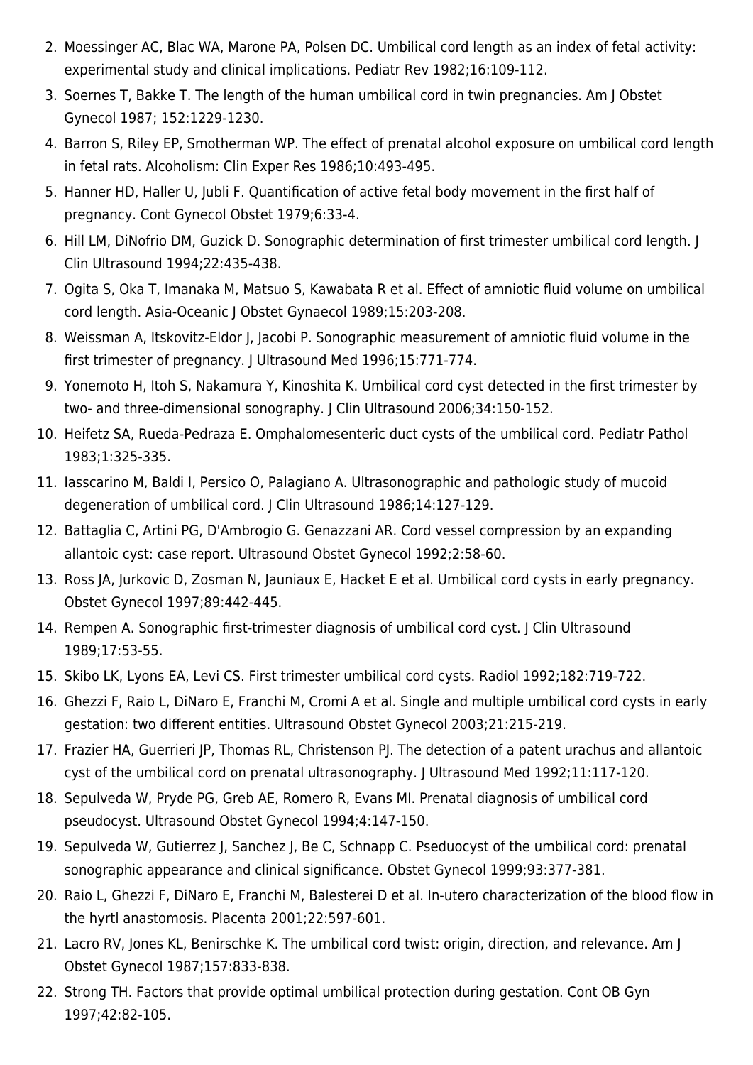2. Moessinger AC, Blac WA, Marone PA, Polsen DC. Umbilical cord length as an index of fetal activity: experimental study and clinical implications. Pediatr Rev 1982;16:109-112.
3. Soernes T, Bakke T. The length of the human umbilical cord in twin pregnancies. Am J Obstet Gynecol 1987; 152:1229-1230.
4. Barron S, Riley EP, Smotherman WP. The effect of prenatal alcohol exposure on umbilical cord length in fetal rats. Alcoholism: Clin Exper Res 1986;10:493-495.
5. Hanner HD, Haller U, Jubli F. Quantification of active fetal body movement in the first half of pregnancy. Cont Gynecol Obstet 1979;6:33-4.
6. Hill LM, DiNofrio DM, Guzick D. Sonographic determination of first trimester umbilical cord length. J Clin Ultrasound 1994;22:435-438.
7. Ogita S, Oka T, Imanaka M, Matsuo S, Kawabata R et al. Effect of amniotic fluid volume on umbilical cord length. Asia-Oceanic J Obstet Gynaecol 1989;15:203-208.
8. Weissman A, Itskovitz-Eldor J, Jacobi P. Sonographic measurement of amniotic fluid volume in the first trimester of pregnancy. J Ultrasound Med 1996;15:771-774.
9. Yonemoto H, Itoh S, Nakamura Y, Kinoshita K. Umbilical cord cyst detected in the first trimester by two- and three-dimensional sonography. J Clin Ultrasound 2006;34:150-152.
10. Heifetz SA, Rueda-Pedraza E. Omphalomesenteric duct cysts of the umbilical cord. Pediatr Pathol 1983;1:325-335.
11. Iasscarino M, Baldi I, Persico O, Palagiano A. Ultrasonographic and pathologic study of mucoid degeneration of umbilical cord. J Clin Ultrasound 1986;14:127-129.
12. Battaglia C, Artini PG, D'Ambrogio G. Genazzani AR. Cord vessel compression by an expanding allantoic cyst: case report. Ultrasound Obstet Gynecol 1992;2:58-60.
13. Ross JA, Jurkovic D, Zosman N, Jauniaux E, Hacket E et al. Umbilical cord cysts in early pregnancy. Obstet Gynecol 1997;89:442-445.
14. Rempen A. Sonographic first-trimester diagnosis of umbilical cord cyst. J Clin Ultrasound 1989;17:53-55.
15. Skibo LK, Lyons EA, Levi CS. First trimester umbilical cord cysts. Radiol 1992;182:719-722.
16. Ghezzi F, Raio L, DiNaro E, Franchi M, Cromi A et al. Single and multiple umbilical cord cysts in early gestation: two different entities. Ultrasound Obstet Gynecol 2003;21:215-219.
17. Frazier HA, Guerrieri JP, Thomas RL, Christenson PJ. The detection of a patent urachus and allantoic cyst of the umbilical cord on prenatal ultrasonography. J Ultrasound Med 1992;11:117-120.
18. Sepulveda W, Pryde PG, Greb AE, Romero R, Evans MI. Prenatal diagnosis of umbilical cord pseudocyst. Ultrasound Obstet Gynecol 1994;4:147-150.
19. Sepulveda W, Gutierrez J, Sanchez J, Be C, Schnapp C. Pseduocyst of the umbilical cord: prenatal sonographic appearance and clinical significance. Obstet Gynecol 1999;93:377-381.
20. Raio L, Ghezzi F, DiNaro E, Franchi M, Balesterei D et al. In-utero characterization of the blood flow in the hyrtl anastomosis. Placenta 2001;22:597-601.
21. Lacro RV, Jones KL, Benirschke K. The umbilical cord twist: origin, direction, and relevance. Am J Obstet Gynecol 1987;157:833-838.
22. Strong TH. Factors that provide optimal umbilical protection during gestation. Cont OB Gyn 1997;42:82-105.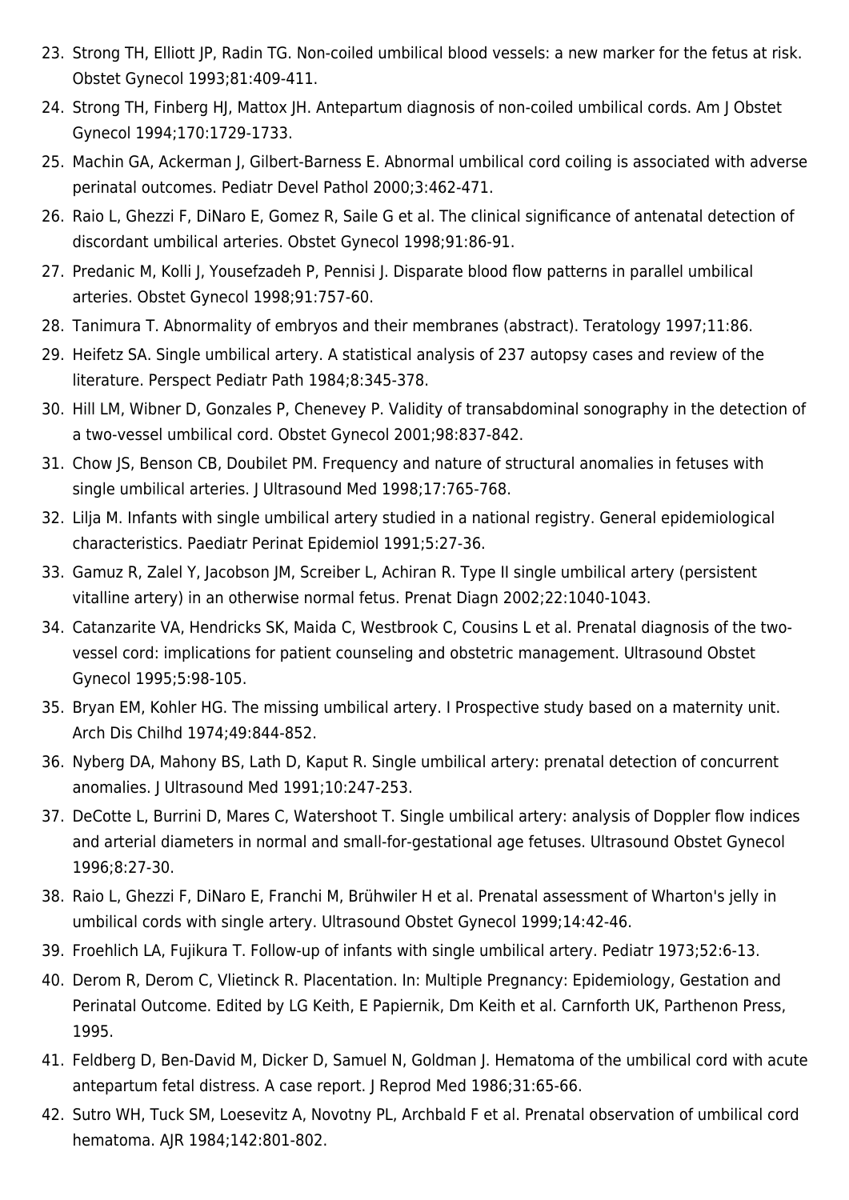23. Strong TH, Elliott JP, Radin TG. Non-coiled umbilical blood vessels: a new marker for the fetus at risk. Obstet Gynecol 1993;81:409-411.
24. Strong TH, Finberg HJ, Mattox JH. Antepartum diagnosis of non-coiled umbilical cords. Am J Obstet Gynecol 1994;170:1729-1733.
25. Machin GA, Ackerman J, Gilbert-Barness E. Abnormal umbilical cord coiling is associated with adverse perinatal outcomes. Pediatr Devel Pathol 2000;3:462-471.
26. Raio L, Ghezzi F, DiNaro E, Gomez R, Saile G et al. The clinical significance of antenatal detection of discordant umbilical arteries. Obstet Gynecol 1998;91:86-91.
27. Predanic M, Kolli J, Yousefzadeh P, Pennisi J. Disparate blood flow patterns in parallel umbilical arteries. Obstet Gynecol 1998;91:757-60.
28. Tanimura T. Abnormality of embryos and their membranes (abstract). Teratology 1997;11:86.
29. Heifetz SA. Single umbilical artery. A statistical analysis of 237 autopsy cases and review of the literature. Perspect Pediatr Path 1984;8:345-378.
30. Hill LM, Wibner D, Gonzales P, Chenevey P. Validity of transabdominal sonography in the detection of a two-vessel umbilical cord. Obstet Gynecol 2001;98:837-842.
31. Chow JS, Benson CB, Doubilet PM. Frequency and nature of structural anomalies in fetuses with single umbilical arteries. J Ultrasound Med 1998;17:765-768.
32. Lilja M. Infants with single umbilical artery studied in a national registry. General epidemiological characteristics. Paediatr Perinat Epidemiol 1991;5:27-36.
33. Gamuz R, Zalel Y, Jacobson JM, Screiber L, Achiran R. Type II single umbilical artery (persistent vitalline artery) in an otherwise normal fetus. Prenat Diagn 2002;22:1040-1043.
34. Catanzarite VA, Hendricks SK, Maida C, Westbrook C, Cousins L et al. Prenatal diagnosis of the two-vessel cord: implications for patient counseling and obstetric management. Ultrasound Obstet Gynecol 1995;5:98-105.
35. Bryan EM, Kohler HG. The missing umbilical artery. I Prospective study based on a maternity unit. Arch Dis Chilhd 1974;49:844-852.
36. Nyberg DA, Mahony BS, Lath D, Kaput R. Single umbilical artery: prenatal detection of concurrent anomalies. J Ultrasound Med 1991;10:247-253.
37. DeCotte L, Burrini D, Mares C, Watershoot T. Single umbilical artery: analysis of Doppler flow indices and arterial diameters in normal and small-for-gestational age fetuses. Ultrasound Obstet Gynecol 1996;8:27-30.
38. Raio L, Ghezzi F, DiNaro E, Franchi M, Brühwiler H et al. Prenatal assessment of Wharton's jelly in umbilical cords with single artery. Ultrasound Obstet Gynecol 1999;14:42-46.
39. Froehlich LA, Fujikura T. Follow-up of infants with single umbilical artery. Pediatr 1973;52:6-13.
40. Derom R, Derom C, Vlietinck R. Placentation. In: Multiple Pregnancy: Epidemiology, Gestation and Perinatal Outcome. Edited by LG Keith, E Papiernik, Dm Keith et al. Carnforth UK, Parthenon Press, 1995.
41. Feldberg D, Ben-David M, Dicker D, Samuel N, Goldman J. Hematoma of the umbilical cord with acute antepartum fetal distress. A case report. J Reprod Med 1986;31:65-66.
42. Sutro WH, Tuck SM, Loesevitz A, Novotny PL, Archbald F et al. Prenatal observation of umbilical cord hematoma. AJR 1984;142:801-802.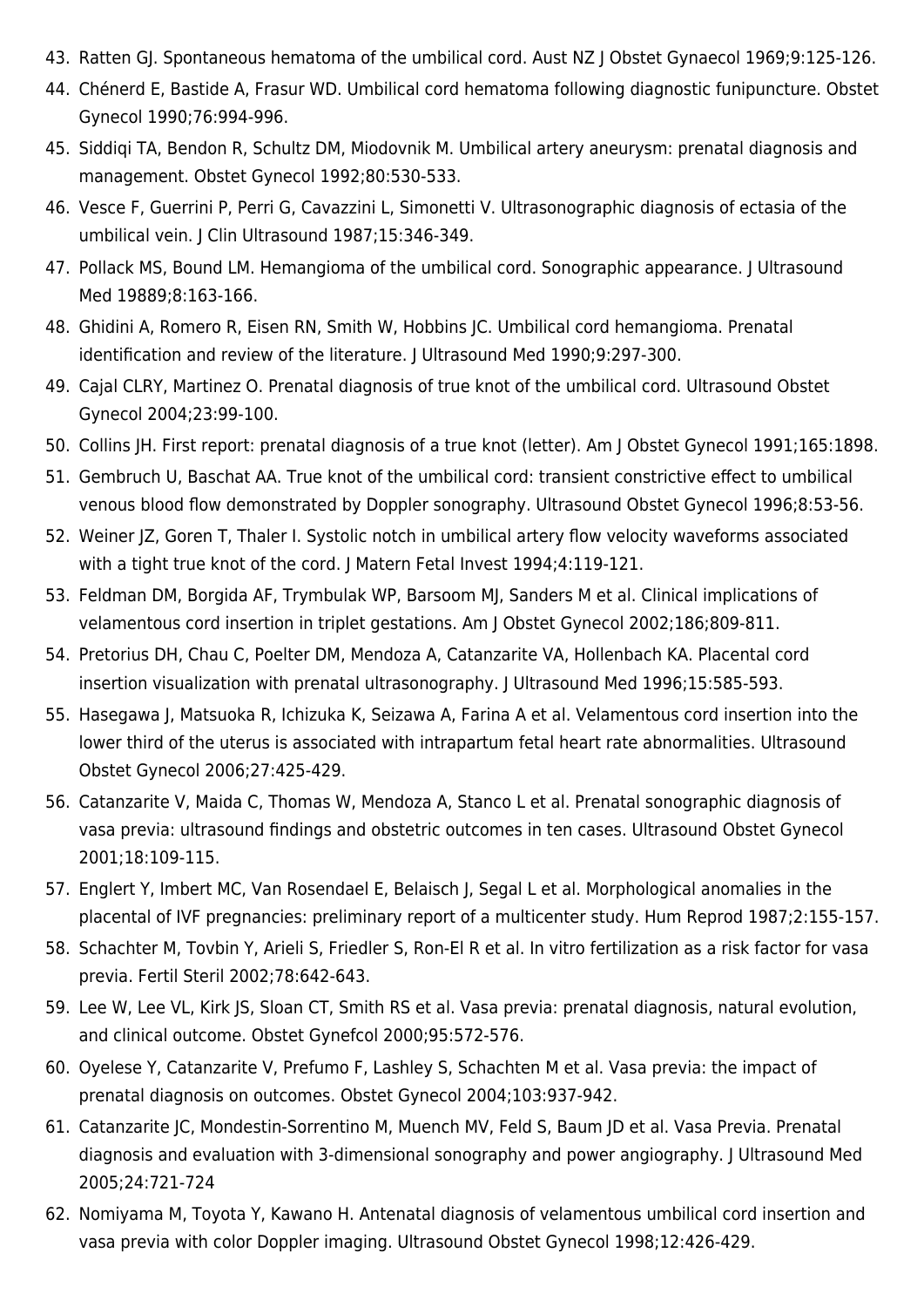43. Ratten GJ. Spontaneous hematoma of the umbilical cord. Aust NZ J Obstet Gynaecol 1969;9:125-126.
44. Chénerd E, Bastide A, Frasur WD. Umbilical cord hematoma following diagnostic funipuncture. Obstet Gynecol 1990;76:994-996.
45. Siddiqi TA, Bendon R, Schultz DM, Miodovnik M. Umbilical artery aneurysm: prenatal diagnosis and management. Obstet Gynecol 1992;80:530-533.
46. Vesce F, Guerrini P, Perri G, Cavazzini L, Simonetti V. Ultrasonographic diagnosis of ectasia of the umbilical vein. J Clin Ultrasound 1987;15:346-349.
47. Pollack MS, Bound LM. Hemangioma of the umbilical cord. Sonographic appearance. J Ultrasound Med 19889;8:163-166.
48. Ghidini A, Romero R, Eisen RN, Smith W, Hobbins JC. Umbilical cord hemangioma. Prenatal identification and review of the literature. J Ultrasound Med 1990;9:297-300.
49. Cajal CLRY, Martinez O. Prenatal diagnosis of true knot of the umbilical cord. Ultrasound Obstet Gynecol 2004;23:99-100.
50. Collins JH. First report: prenatal diagnosis of a true knot (letter). Am J Obstet Gynecol 1991;165:1898.
51. Gembruch U, Baschat AA. True knot of the umbilical cord: transient constrictive effect to umbilical venous blood flow demonstrated by Doppler sonography. Ultrasound Obstet Gynecol 1996;8:53-56.
52. Weiner JZ, Goren T, Thaler I. Systolic notch in umbilical artery flow velocity waveforms associated with a tight true knot of the cord. J Matern Fetal Invest 1994;4:119-121.
53. Feldman DM, Borgida AF, Trymbulak WP, Barsoom MJ, Sanders M et al. Clinical implications of velamentous cord insertion in triplet gestations. Am J Obstet Gynecol 2002;186;809-811.
54. Pretorius DH, Chau C, Poelter DM, Mendoza A, Catanzarite VA, Hollenbach KA. Placental cord insertion visualization with prenatal ultrasonography. J Ultrasound Med 1996;15:585-593.
55. Hasegawa J, Matsuoka R, Ichizuka K, Seizawa A, Farina A et al. Velamentous cord insertion into the lower third of the uterus is associated with intrapartum fetal heart rate abnormalities. Ultrasound Obstet Gynecol 2006;27:425-429.
56. Catanzarite V, Maida C, Thomas W, Mendoza A, Stanco L et al. Prenatal sonographic diagnosis of vasa previa: ultrasound findings and obstetric outcomes in ten cases. Ultrasound Obstet Gynecol 2001;18:109-115.
57. Englert Y, Imbert MC, Van Rosendael E, Belaisch J, Segal L et al. Morphological anomalies in the placental of IVF pregnancies: preliminary report of a multicenter study. Hum Reprod 1987;2:155-157.
58. Schachter M, Tovbin Y, Arieli S, Friedler S, Ron-El R et al. In vitro fertilization as a risk factor for vasa previa. Fertil Steril 2002;78:642-643.
59. Lee W, Lee VL, Kirk JS, Sloan CT, Smith RS et al. Vasa previa: prenatal diagnosis, natural evolution, and clinical outcome. Obstet Gynefcol 2000;95:572-576.
60. Oyelese Y, Catanzarite V, Prefumo F, Lashley S, Schachten M et al. Vasa previa: the impact of prenatal diagnosis on outcomes. Obstet Gynecol 2004;103:937-942.
61. Catanzarite JC, Mondestin-Sorrentino M, Muench MV, Feld S, Baum JD et al. Vasa Previa. Prenatal diagnosis and evaluation with 3-dimensional sonography and power angiography. J Ultrasound Med 2005;24:721-724
62. Nomiyama M, Toyota Y, Kawano H. Antenatal diagnosis of velamentous umbilical cord insertion and vasa previa with color Doppler imaging. Ultrasound Obstet Gynecol 1998;12:426-429.